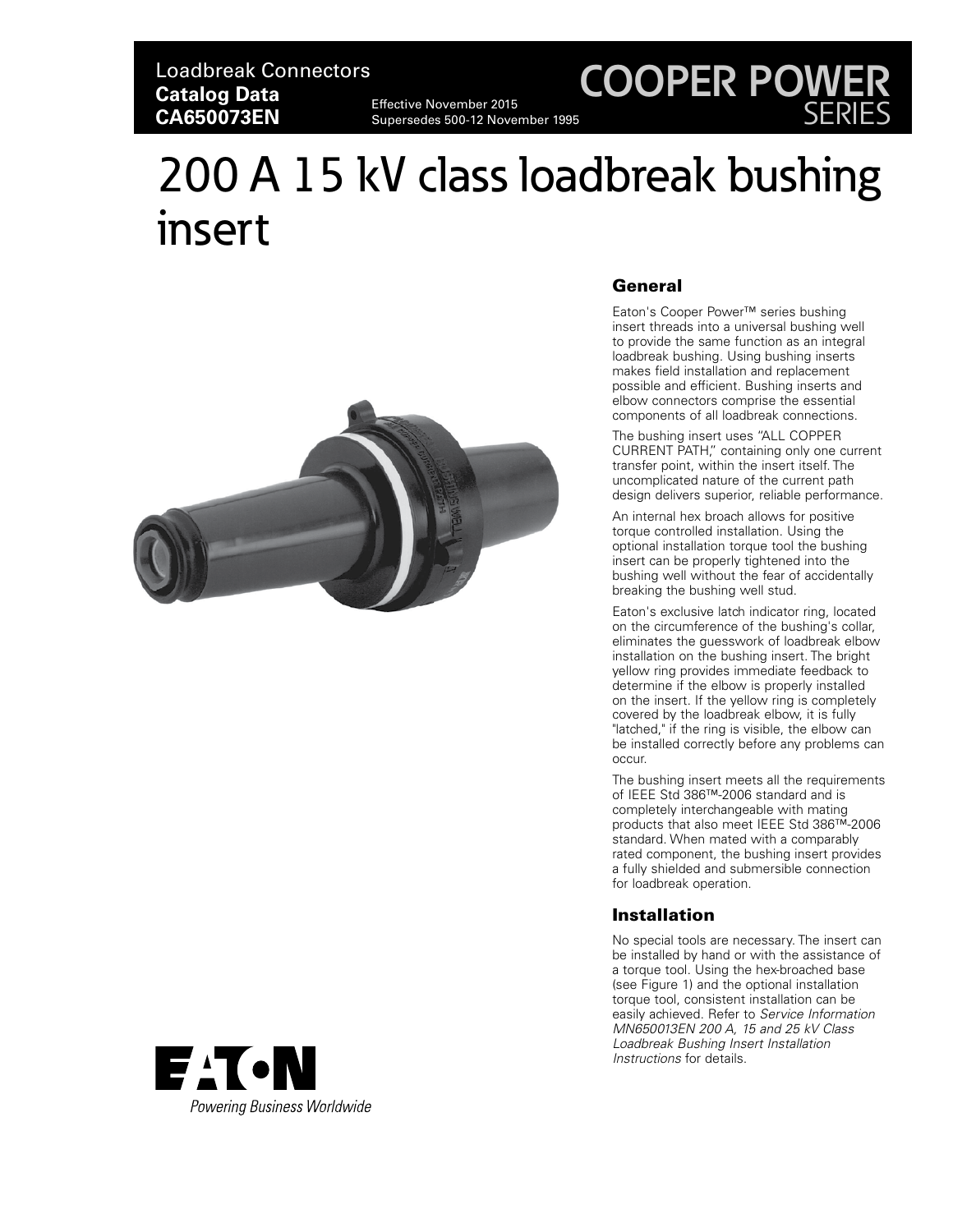Loadbreak Connectors
**Catalog Data**
**CA650073EN**

Effective November 2015
Supersedes 500-12 November 1995

# 200 A 15 kV class loadbreak bushing insert

## General

Eaton's Cooper Power™ series bushing insert threads into a universal bushing well to provide the same function as an integral loadbreak bushing. Using bushing inserts makes field installation and replacement possible and efficient. Bushing inserts and elbow connectors comprise the essential components of all loadbreak connections.

The bushing insert uses "ALL COPPER CURRENT PATH," containing only one current transfer point, within the insert itself. The uncomplicated nature of the current path design delivers superior, reliable performance.

An internal hex broach allows for positive torque controlled installation. Using the optional installation torque tool the bushing insert can be properly tightened into the bushing well without the fear of accidentally breaking the bushing well stud.

Eaton's exclusive latch indicator ring, located on the circumference of the bushing's collar, eliminates the guesswork of loadbreak elbow installation on the bushing insert. The bright yellow ring provides immediate feedback to determine if the elbow is properly installed on the insert. If the yellow ring is completely covered by the loadbreak elbow, it is fully "latched," if the ring is visible, the elbow can be installed correctly before any problems can occur.

The bushing insert meets all the requirements of IEEE Std 386™-2006 standard and is completely interchangeable with mating products that also meet IEEE Std 386™-2006 standard. When mated with a comparably rated component, the bushing insert provides a fully shielded and submersible connection for loadbreak operation.

## Installation

No special tools are necessary. The insert can be installed by hand or with the assistance of a torque tool. Using the hex-broached base (see Figure 1) and the optional installation torque tool, consistent installation can be easily achieved. Refer to *Service Information MN650013EN 200 A, 15 and 25 kV Class Loadbreak Bushing Insert Installation Instructions* for details.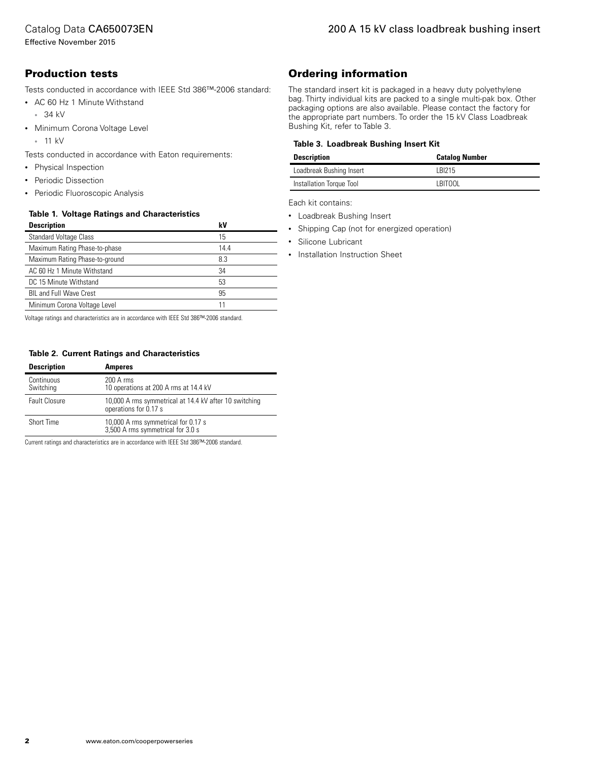## Production tests

Tests conducted in accordance with IEEE Std 386™-2006 standard:

- AC 60 Hz 1 Minute Withstand
  - 34 kV
- Minimum Corona Voltage Level
  - 11 kV

Tests conducted in accordance with Eaton requirements:

- Physical Inspection
- Periodic Dissection
- Periodic Fluoroscopic Analysis

**Table 1. Voltage Ratings and Characteristics**

| Description | kV |
|---|---|
| Standard Voltage Class | 15 |
| Maximum Rating Phase-to-phase | 14.4 |
| Maximum Rating Phase-to-ground | 8.3 |
| AC 60 Hz 1 Minute Withstand | 34 |
| DC 15 Minute Withstand | 53 |
| BIL and Full Wave Crest | 95 |
| Minimum Corona Voltage Level | 11 |

Voltage ratings and characteristics are in accordance with IEEE Std 386™-2006 standard.

**Table 2. Current Ratings and Characteristics**

| Description | Amperes |
|---|---|
| Continuous<br>Switching | 200 A rms<br>10 operations at 200 A rms at 14.4 kV |
| Fault Closure | 10,000 A rms symmetrical at 14.4 kV after 10 switching operations for 0.17 s |
| Short Time | 10,000 A rms symmetrical for 0.17 s<br>3,500 A rms symmetrical for 3.0 s |

Current ratings and characteristics are in accordance with IEEE Std 386™-2006 standard.

## Ordering information

The standard insert kit is packaged in a heavy duty polyethylene bag. Thirty individual kits are packed to a single multi-pak box. Other packaging options are also available. Please contact the factory for the appropriate part numbers. To order the 15 kV Class Loadbreak Bushing Kit, refer to Table 3.

**Table 3. Loadbreak Bushing Insert Kit**

| Description | Catalog Number |
|---|---|
| Loadbreak Bushing Insert | LBI215 |
| Installation Torque Tool | LBITOOL |

Each kit contains:

- Loadbreak Bushing Insert
- Shipping Cap (not for energized operation)
- Silicone Lubricant
- Installation Instruction Sheet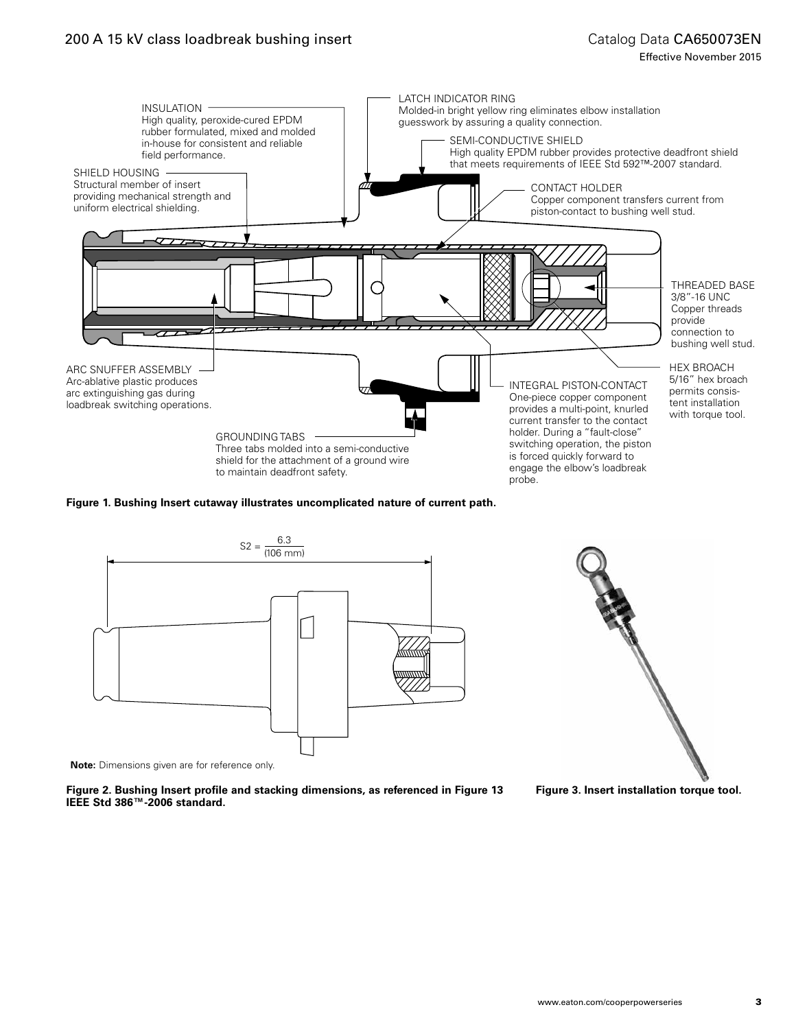INSULATION
High quality, peroxide-cured EPDM rubber formulated, mixed and molded in-house for consistent and reliable field performance.

LATCH INDICATOR RING
Molded-in bright yellow ring eliminates elbow installation guesswork by assuring a quality connection.

SEMI-CONDUCTIVE SHIELD
High quality EPDM rubber provides protective deadfront shield that meets requirements of IEEE Std 592™-2007 standard.

SHIELD HOUSING
Structural member of insert providing mechanical strength and uniform electrical shielding.

CONTACT HOLDER
Copper component transfers current from piston-contact to bushing well stud.

THREADED BASE
3/8"-16 UNC Copper threads provide connection to bushing well stud.

HEX BROACH
5/16" hex broach permits consistent installation with torque tool.

ARC SNUFFER ASSEMBLY
Arc-ablative plastic produces arc extinguishing gas during loadbreak switching operations.

INTEGRAL PISTON-CONTACT
One-piece copper component provides a multi-point, knurled current transfer to the contact holder. During a "fault-close" switching operation, the piston is forced quickly forward to engage the elbow's loadbreak probe.

GROUNDING TABS
Three tabs molded into a semi-conductive shield for the attachment of a ground wire to maintain deadfront safety.

**Figure 1. Bushing Insert cutaway illustrates uncomplicated nature of current path.**

$S2 = \frac{6.3}{(106 \text{ mm})}$

**Note:** Dimensions given are for reference only.

**Figure 2. Bushing Insert profile and stacking dimensions, as referenced in Figure 13 IEEE Std 386™-2006 standard.**

**Figure 3. Insert installation torque tool.**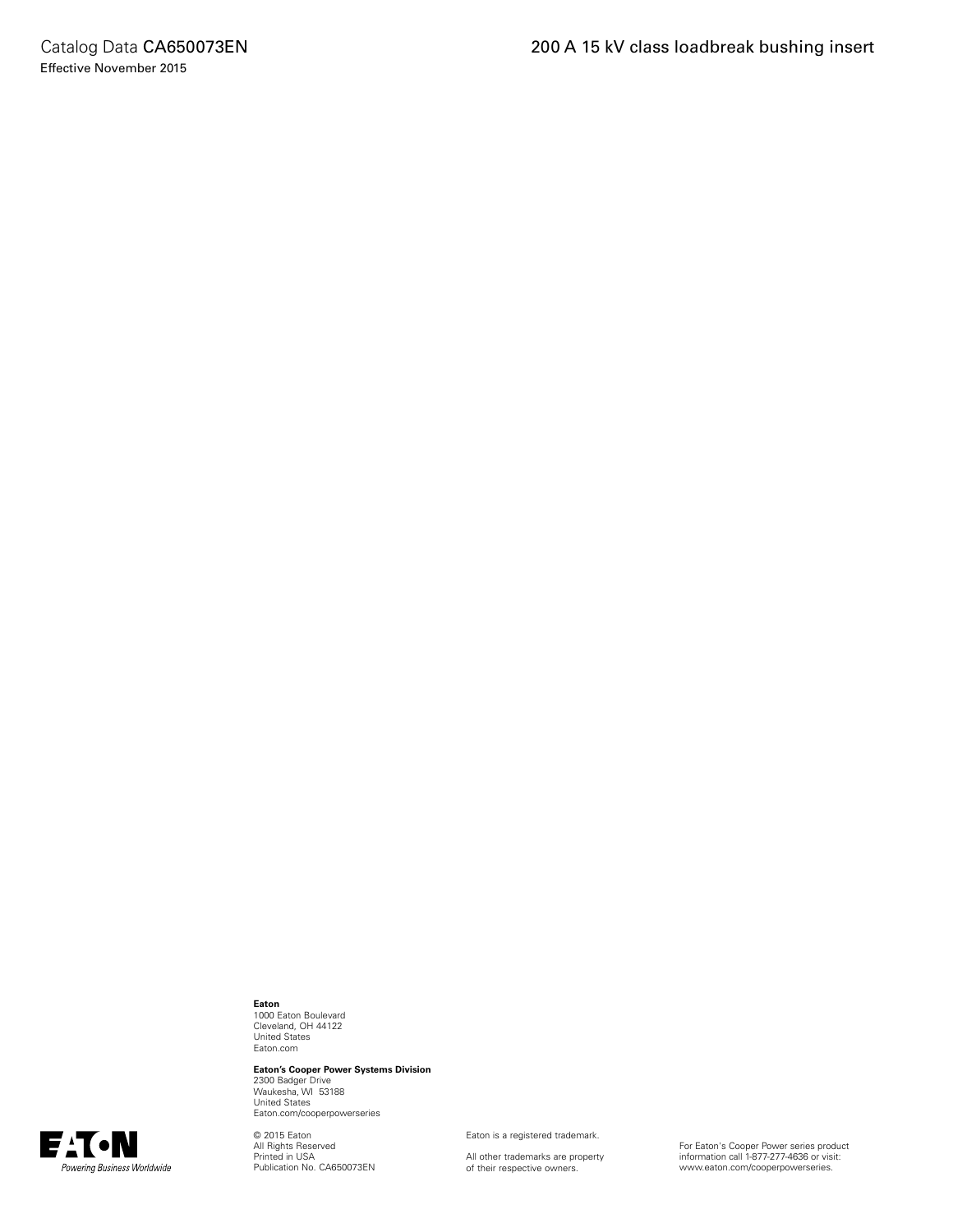**Eaton**
1000 Eaton Boulevard
Cleveland, OH 44122
United States
Eaton.com

**Eaton's Cooper Power Systems Division**
2300 Badger Drive
Waukesha, WI 53188
United States
Eaton.com/cooperpowerseries

© 2015 Eaton
All Rights Reserved
Printed in USA
Publication No. CA650073EN

Eaton is a registered trademark.

All other trademarks are property of their respective owners.

For Eaton's Cooper Power series product information call 1-877-277-4636 or visit: www.eaton.com/cooperpowerseries.

EATON
*Powering Business Worldwide*